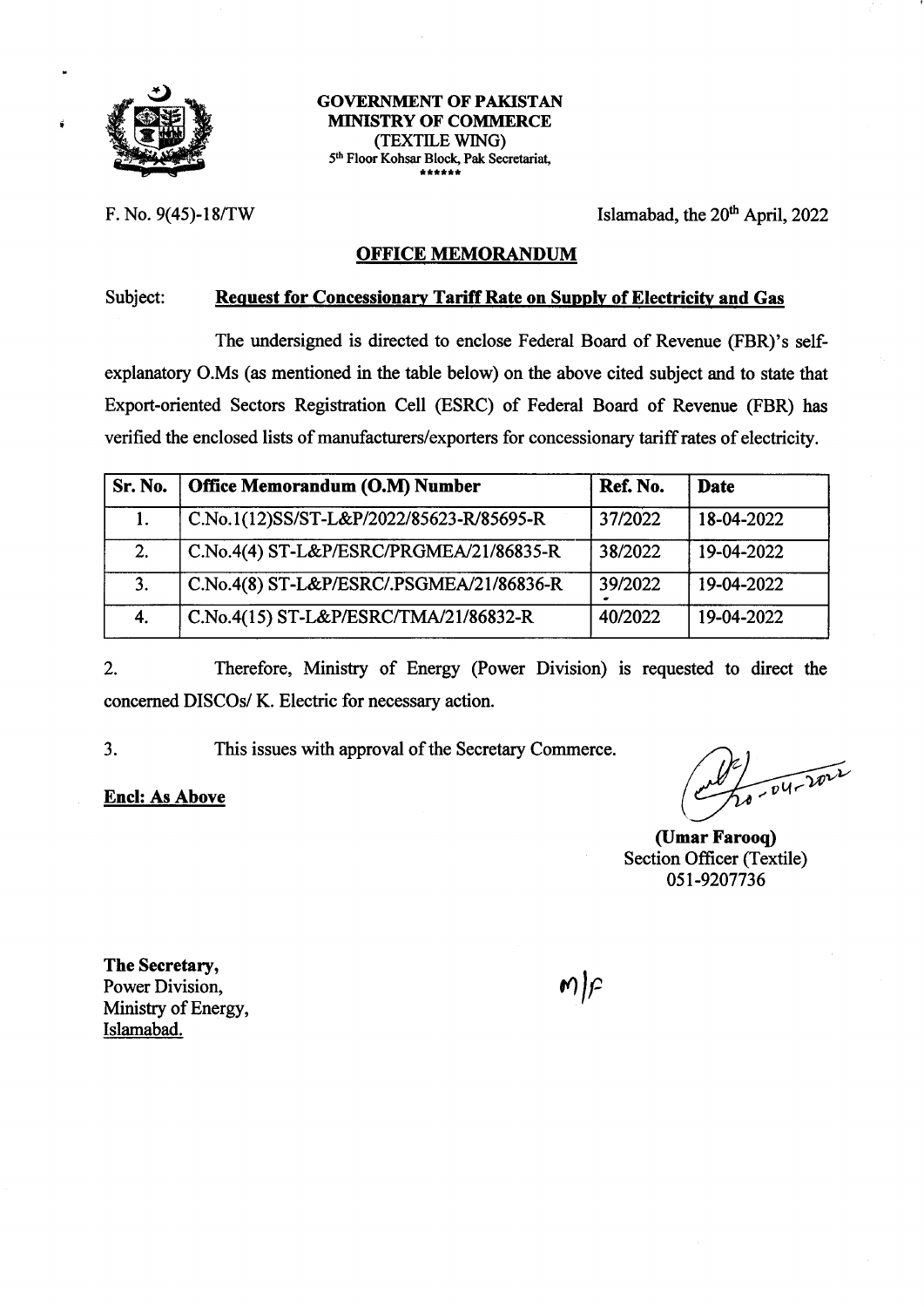**GOVERNMENT OF PAKISTAN**
**MINISTRY OF COMMERCE**
(TEXTILE WING)
5th Floor Kohsar Block, Pak Secretariat,
******

F. No. 9(45)-18/TW

Islamabad, the 20th April, 2022

## OFFICE MEMORANDUM

Subject: **Request for Concessionary Tariff Rate on Supply of Electricity and Gas**

The undersigned is directed to enclose Federal Board of Revenue (FBR)'s self-explanatory O.Ms (as mentioned in the table below) on the above cited subject and to state that Export-oriented Sectors Registration Cell (ESRC) of Federal Board of Revenue (FBR) has verified the enclosed lists of manufacturers/exporters for concessionary tariff rates of electricity.

| Sr. No. | Office Memorandum (O.M) Number | Ref. No. | Date |
|---|---|---|---|
| 1. | C.No.1(12)SS/ST-L&P/2022/85623-R/85695-R | 37/2022 | 18-04-2022 |
| 2. | C.No.4(4) ST-L&P/ESRC/PRGMEA/21/86835-R | 38/2022 | 19-04-2022 |
| 3. | C.No.4(8) ST-L&P/ESRC/.PSGMEA/21/86836-R | 39/2022 | 19-04-2022 |
| 4. | C.No.4(15) ST-L&P/ESRC/TMA/21/86832-R | 40/2022 | 19-04-2022 |

2. Therefore, Ministry of Energy (Power Division) is requested to direct the concerned DISCOs/ K. Electric for necessary action.

3. This issues with approval of the Secretary Commerce.

**Encl: As Above**

20-04-2022

**(Umar Farooq)**
Section Officer (Textile)
051-9207736

**The Secretary,**
Power Division,
Ministry of Energy,
Islamabad.

M/F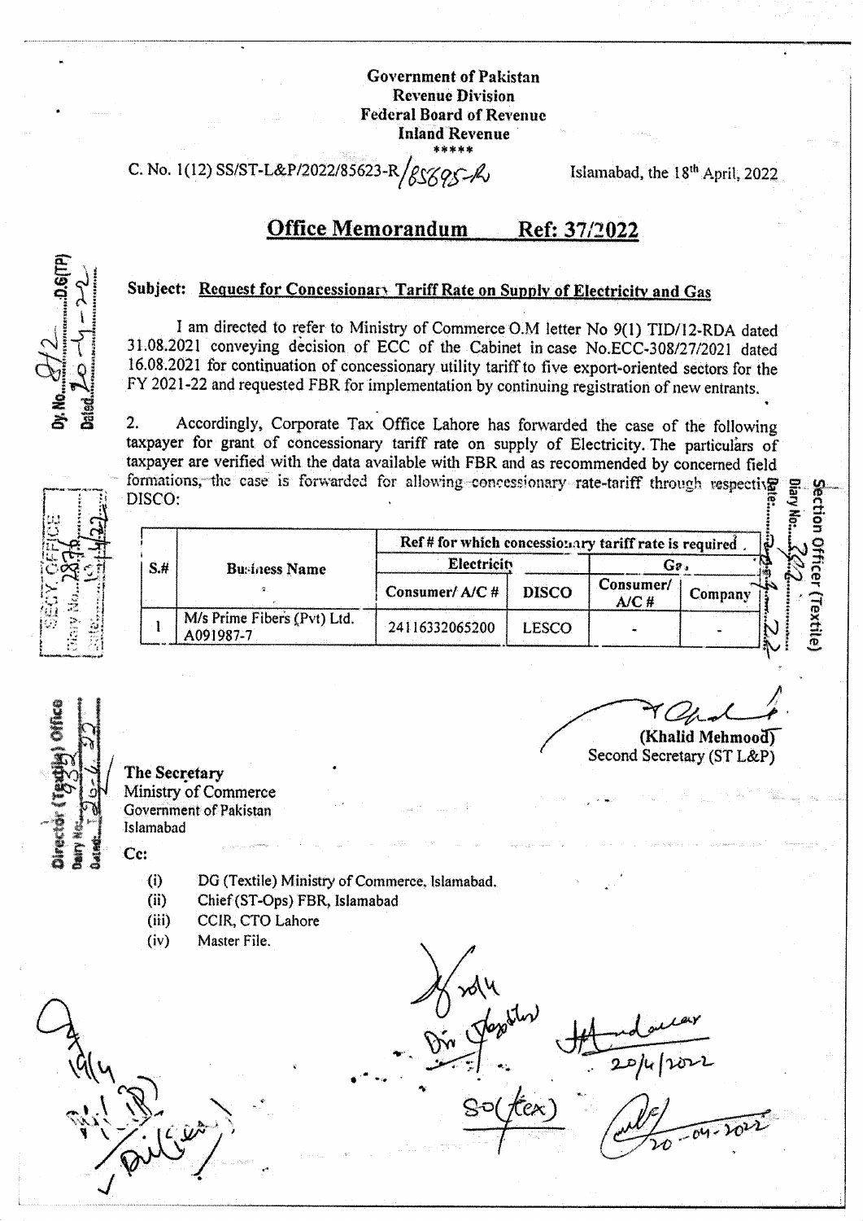**Government of Pakistan**
**Revenue Division**
**Federal Board of Revenue**
**Inland Revenue**
\*\*\*\*\*

C. No. 1(12) SS/ST-L&P/2022/85623-R/85695-R

Islamabad, the 18th April, 2022

## Office Memorandum Ref: 37/2022

**Subject: Request for Concessionary Tariff Rate on Supply of Electricity and Gas**

I am directed to refer to Ministry of Commerce O.M letter No 9(1) TID/12-RDA dated 31.08.2021 conveying decision of ECC of the Cabinet in case No.ECC-308/27/2021 dated 16.08.2021 for continuation of concessionary utility tariff to five export-oriented sectors for the FY 2021-22 and requested FBR for implementation by continuing registration of new entrants.

2. Accordingly, Corporate Tax Office Lahore has forwarded the case of the following taxpayer for grant of concessionary tariff rate on supply of Electricity. The particulars of taxpayer are verified with the data available with FBR and as recommended by concerned field formations, the case is forwarded for allowing concessionary rate-tariff through respective DISCO:

| S.# | Business Name | Ref # for which concessionary tariff rate is required | | | |
|---|---|---|---|---|---|
| | | Electricity | | Gas | |
| | | Consumer/ A/C # | DISCO | Consumer/ A/C # | Company |
| 1 | M/s Prime Fibers (Pvt) Ltd. A091987-7 | 24116332065200 | LESCO | - | - |

(Khalid Mehmood)
Second Secretary (ST L&P)

**The Secretary**
Ministry of Commerce
Government of Pakistan
Islamabad

Cc:

(i) DG (Textile) Ministry of Commerce, Islamabad.
(ii) Chief (ST-Ops) FBR, Islamabad
(iii) CCIR, CTO Lahore
(iv) Master File.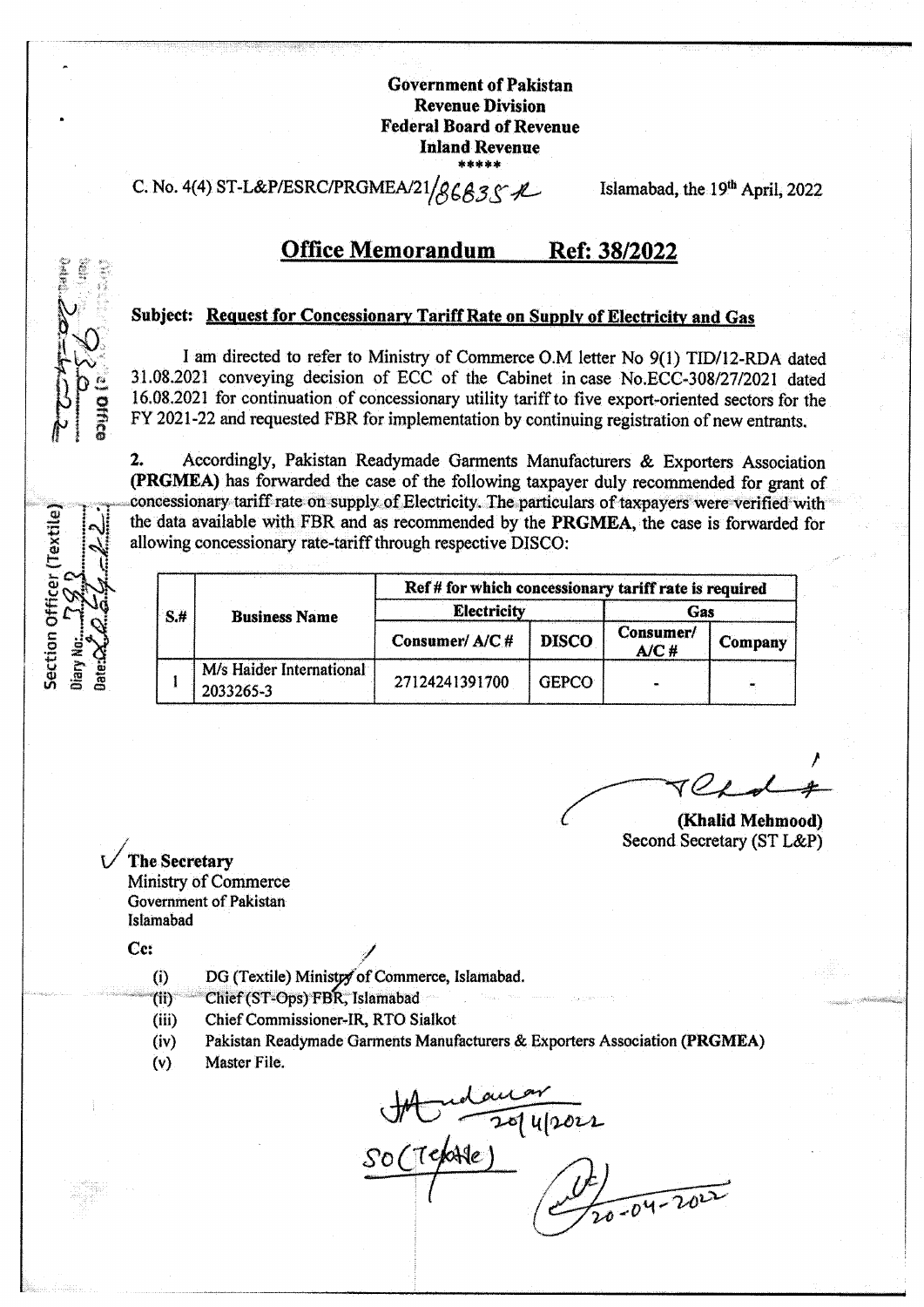**Government of Pakistan**
**Revenue Division**
**Federal Board of Revenue**
**Inland Revenue**
\*\*\*\*\*

C. No. 4(4) ST-L&P/ESRC/PRGMEA/21/86835-R

Islamabad, the 19th April, 2022

## Office Memorandum Ref: 38/2022

**Subject: Request for Concessionary Tariff Rate on Supply of Electricity and Gas**

I am directed to refer to Ministry of Commerce O.M letter No 9(1) TID/12-RDA dated 31.08.2021 conveying decision of ECC of the Cabinet in case No.ECC-308/27/2021 dated 16.08.2021 for continuation of concessionary utility tariff to five export-oriented sectors for the FY 2021-22 and requested FBR for implementation by continuing registration of new entrants.

2. Accordingly, Pakistan Readymade Garments Manufacturers & Exporters Association **(PRGMEA)** has forwarded the case of the following taxpayer duly recommended for grant of concessionary tariff rate on supply of Electricity. The particulars of taxpayers were verified with the data available with FBR and as recommended by the **PRGMEA**, the case is forwarded for allowing concessionary rate-tariff through respective DISCO:

| S.# | Business Name | Ref # for which concessionary tariff rate is required | | | |
|---|---|---|---|---|---|
| | | Electricity | | Gas | |
| | | Consumer/ A/C # | DISCO | Consumer/ A/C # | Company |
| 1 | M/s Haider International 2033265-3 | 27124241391700 | GEPCO | - | - |

**(Khalid Mehmood)**
Second Secretary (ST L&P)

**The Secretary**
Ministry of Commerce
Government of Pakistan
Islamabad

Cc:

- (i) DG (Textile) Ministry of Commerce, Islamabad.
- (ii) Chief (ST-Ops) FBR, Islamabad
- (iii) Chief Commissioner-IR, RTO Sialkot
- (iv) Pakistan Readymade Garments Manufacturers & Exporters Association (**PRGMEA**)
- (v) Master File.

20/4/2022
SO(Textile)
20-04-2022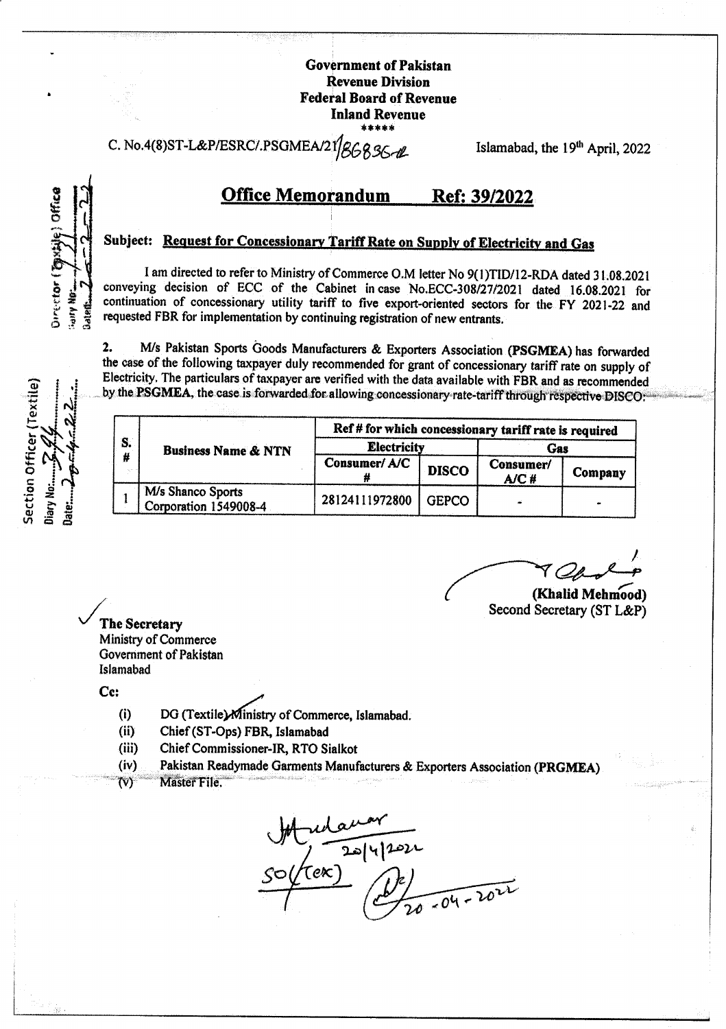**Government of Pakistan**
**Revenue Division**
**Federal Board of Revenue**
**Inland Revenue**
\*\*\*\*\*

C. No.4(8)ST-L&P/ESRC/.PSGMEA/21/86836-R — Islamabad, the 19th April, 2022

## Office Memorandum — Ref: 39/2022

**Subject: Request for Concessionary Tariff Rate on Supply of Electricity and Gas**

I am directed to refer to Ministry of Commerce O.M letter No 9(1)TID/12-RDA dated 31.08.2021 conveying decision of ECC of the Cabinet in case No.ECC-308/27/2021 dated 16.08.2021 for continuation of concessionary utility tariff to five export-oriented sectors for the FY 2021-22 and requested FBR for implementation by continuing registration of new entrants.

2. M/s Pakistan Sports Goods Manufacturers & Exporters Association (**PSGMEA**) has forwarded the case of the following taxpayer duly recommended for grant of concessionary tariff rate on supply of Electricity. The particulars of taxpayer are verified with the data available with FBR and as recommended by the **PSGMEA**, the case is forwarded for allowing concessionary rate-tariff through respective DISCO:

| S. # | Business Name & NTN | Ref # for which concessionary tariff rate is required | | | |
|---|---|---|---|---|---|
| | | Electricity | | Gas | |
| | | Consumer/ A/C # | DISCO | Consumer/ A/C # | Company |
| 1 | M/s Shanco Sports Corporation 1549008-4 | 28124111972800 | GEPCO | - | - |

(Khalid Mehmood)
Second Secretary (ST L&P)

**The Secretary**
Ministry of Commerce
Government of Pakistan
Islamabad

**Cc:**

(i) DG (Textile) Ministry of Commerce, Islamabad.
(ii) Chief (ST-Ops) FBR, Islamabad
(iii) Chief Commissioner-IR, RTO Sialkot
(iv) Pakistan Readymade Garments Manufacturers & Exporters Association (PRGMEA)
(v) Master File.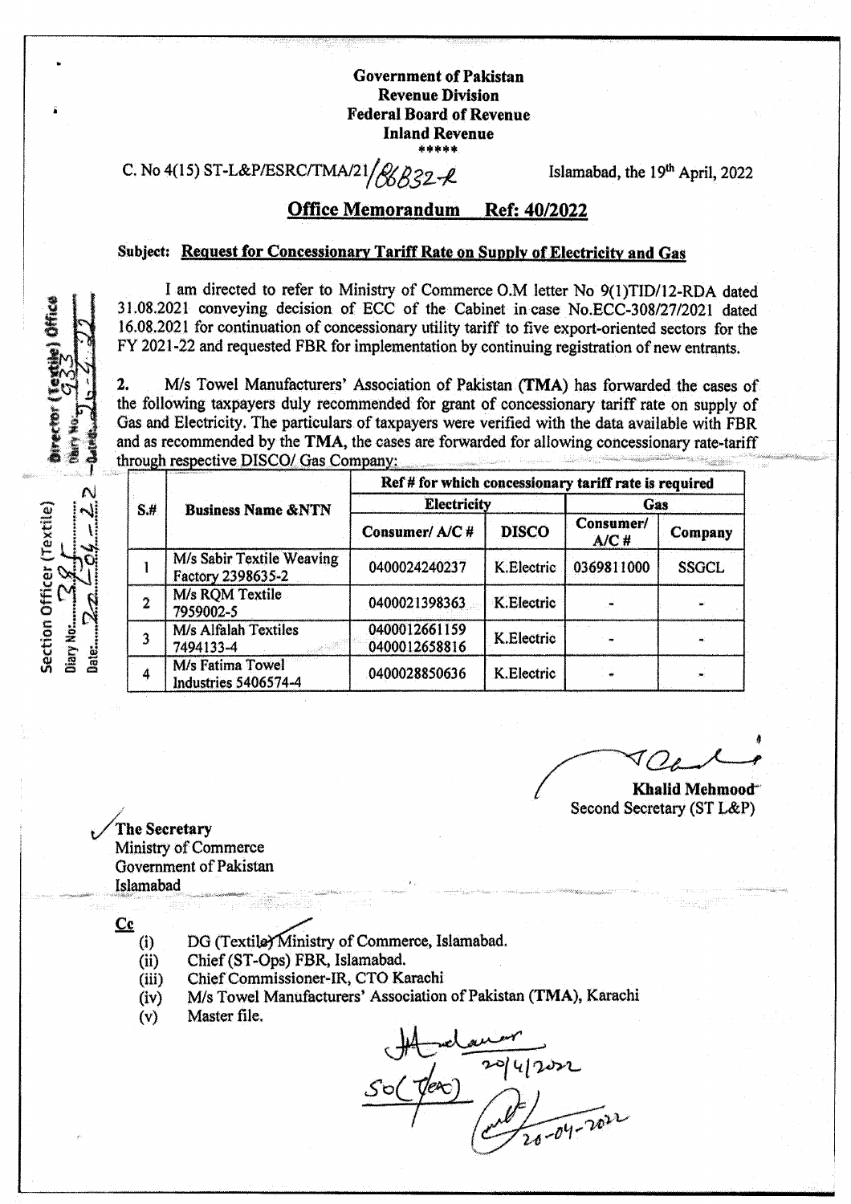**Government of Pakistan**
**Revenue Division**
**Federal Board of Revenue**
**Inland Revenue**
\*\*\*\*\*

C. No 4(15) ST-L&P/ESRC/TMA/21/86832-R    Islamabad, the 19th April, 2022

## Office Memorandum Ref: 40/2022

**Subject: Request for Concessionary Tariff Rate on Supply of Electricity and Gas**

I am directed to refer to Ministry of Commerce O.M letter No 9(1)TID/12-RDA dated 31.08.2021 conveying decision of ECC of the Cabinet in case No.ECC-308/27/2021 dated 16.08.2021 for continuation of concessionary utility tariff to five export-oriented sectors for the FY 2021-22 and requested FBR for implementation by continuing registration of new entrants.

**2.** M/s Towel Manufacturers' Association of Pakistan (**TMA**) has forwarded the cases of the following taxpayers duly recommended for grant of concessionary tariff rate on supply of Gas and Electricity. The particulars of taxpayers were verified with the data available with FBR and as recommended by the **TMA**, the cases are forwarded for allowing concessionary rate-tariff through respective DISCO/ Gas Company:

| S.# | Business Name &NTN | Ref # for which concessionary tariff rate is required | | | |
|---|---|---|---|---|---|
| | | Electricity | | Gas | |
| | | Consumer/ A/C # | DISCO | Consumer/ A/C # | Company |
| 1 | M/s Sabir Textile Weaving Factory 2398635-2 | 0400024240237 | K.Electric | 0369811000 | SSGCL |
| 2 | M/s RQM Textile 7959002-5 | 0400021398363 | K.Electric | - | - |
| 3 | M/s Alfalah Textiles 7494133-4 | 0400012661159<br>0400012658816 | K.Electric | - | - |
| 4 | M/s Fatima Towel Industries 5406574-4 | 0400028850636 | K.Electric | - | - |

**Khalid Mehmood**
Second Secretary (ST L&P)

**The Secretary**
Ministry of Commerce
Government of Pakistan
Islamabad

**Cc**

- (i) DG (Textile) Ministry of Commerce, Islamabad.
- (ii) Chief (ST-Ops) FBR, Islamabad.
- (iii) Chief Commissioner-IR, CTO Karachi
- (iv) M/s Towel Manufacturers' Association of Pakistan (TMA), Karachi
- (v) Master file.

Director (Textile) Office Diary No. 933 Dated 20-4-22

Section Officer (Textile) Diary No. 385 Date: 22-04-22

SO(Tex) 20/4/2022

20-04-2022